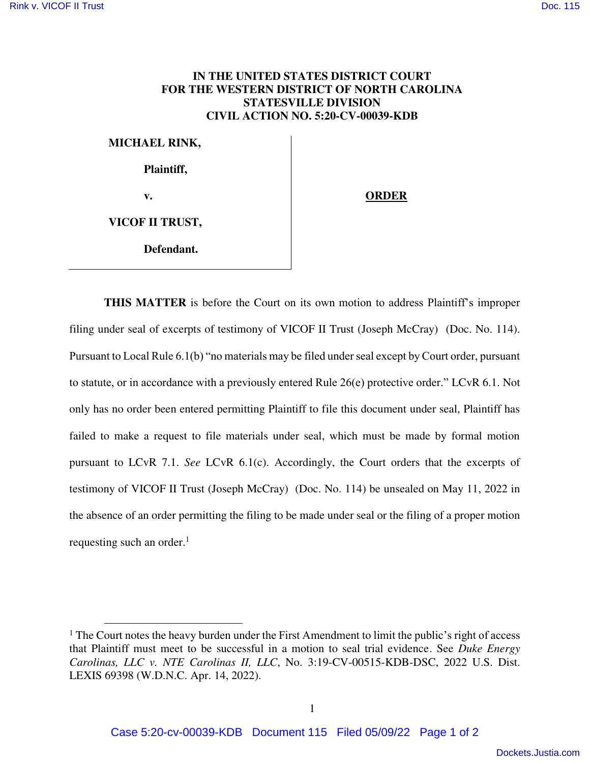**IN THE UNITED STATES DISTRICT COURT**
**FOR THE WESTERN DISTRICT OF NORTH CAROLINA**
**STATESVILLE DIVISION**
**CIVIL ACTION NO. 5:20-CV-00039-KDB**

**MICHAEL RINK,**

**Plaintiff,**

**v.**

**VICOF II TRUST,**

**Defendant.**

**ORDER**

**THIS MATTER** is before the Court on its own motion to address Plaintiff's improper filing under seal of excerpts of testimony of VICOF II Trust (Joseph McCray) (Doc. No. 114). Pursuant to Local Rule 6.1(b) "no materials may be filed under seal except by Court order, pursuant to statute, or in accordance with a previously entered Rule 26(e) protective order." LCvR 6.1. Not only has no order been entered permitting Plaintiff to file this document under seal, Plaintiff has failed to make a request to file materials under seal, which must be made by formal motion pursuant to LCvR 7.1. *See* LCvR 6.1(c). Accordingly, the Court orders that the excerpts of testimony of VICOF II Trust (Joseph McCray) (Doc. No. 114) be unsealed on May 11, 2022 in the absence of an order permitting the filing to be made under seal or the filing of a proper motion requesting such an order.[1]

---

[1] The Court notes the heavy burden under the First Amendment to limit the public's right of access that Plaintiff must meet to be successful in a motion to seal trial evidence. See *Duke Energy Carolinas, LLC v. NTE Carolinas II, LLC*, No. 3:19-CV-00515-KDB-DSC, 2022 U.S. Dist. LEXIS 69398 (W.D.N.C. Apr. 14, 2022).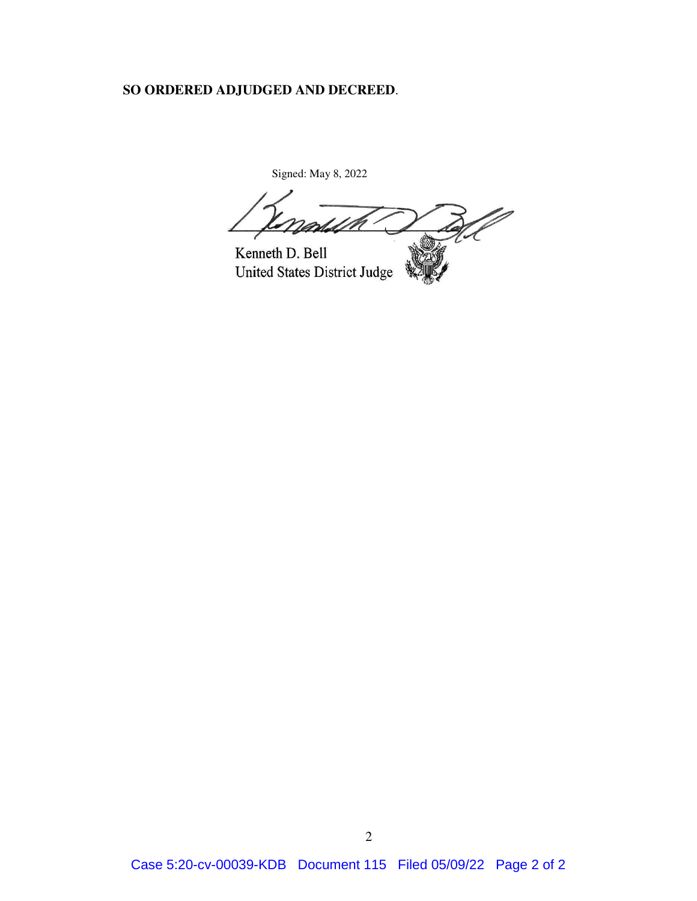**SO ORDERED ADJUDGED AND DECREED**.

Signed: May 8, 2022

Kenneth D. Bell
United States District Judge